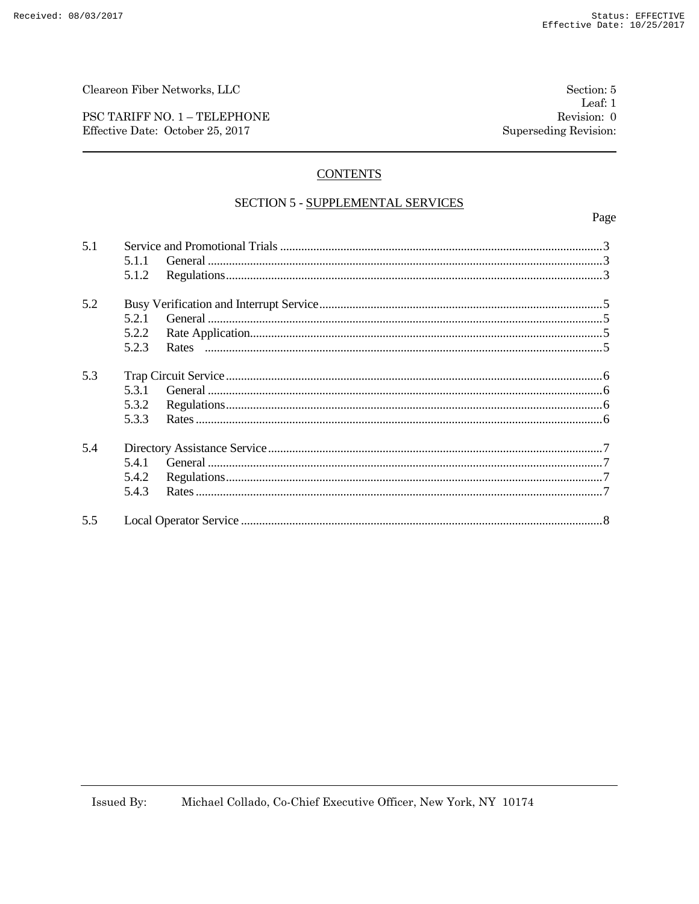Cleareon Fiber Networks, LLC

PSC TARIFF NO. 1 – TELEPHONE
Effective Date: October 25, 2017

Section: 5
Leaf: 1
Revision: 0
Superseding Revision:

## CONTENTS

### SECTION 5 - SUPPLEMENTAL SERVICES

| | | Page |
|---|---|---|
| 5.1 | Service and Promotional Trials | 3 |
| | 5.1.1 General | 3 |
| | 5.1.2 Regulations | 3 |
| 5.2 | Busy Verification and Interrupt Service | 5 |
| | 5.2.1 General | 5 |
| | 5.2.2 Rate Application | 5 |
| | 5.2.3 Rates | 5 |
| 5.3 | Trap Circuit Service | 6 |
| | 5.3.1 General | 6 |
| | 5.3.2 Regulations | 6 |
| | 5.3.3 Rates | 6 |
| 5.4 | Directory Assistance Service | 7 |
| | 5.4.1 General | 7 |
| | 5.4.2 Regulations | 7 |
| | 5.4.3 Rates | 7 |
| 5.5 | Local Operator Service | 8 |

Issued By: Michael Collado, Co-Chief Executive Officer, New York, NY 10174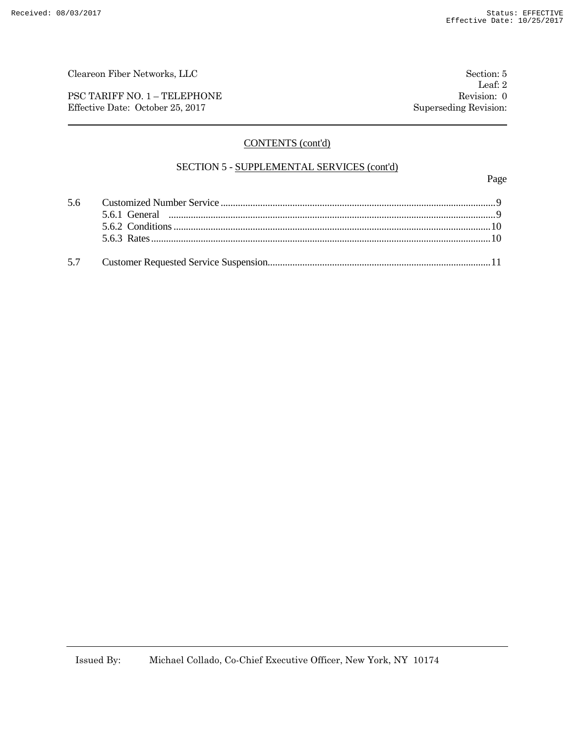Cleareon Fiber Networks, LLC

PSC TARIFF NO. 1 – TELEPHONE
Effective Date: October 25, 2017

Section: 5
Leaf: 2
Revision: 0
Superseding Revision:

## CONTENTS (cont'd)

### SECTION 5 - SUPPLEMENTAL SERVICES (cont'd)

| | | Page |
|---|---|---|
| 5.6 | Customized Number Service | 9 |
| | 5.6.1 General | 9 |
| | 5.6.2 Conditions | 10 |
| | 5.6.3 Rates | 10 |
| 5.7 | Customer Requested Service Suspension | 11 |

Issued By: Michael Collado, Co-Chief Executive Officer, New York, NY 10174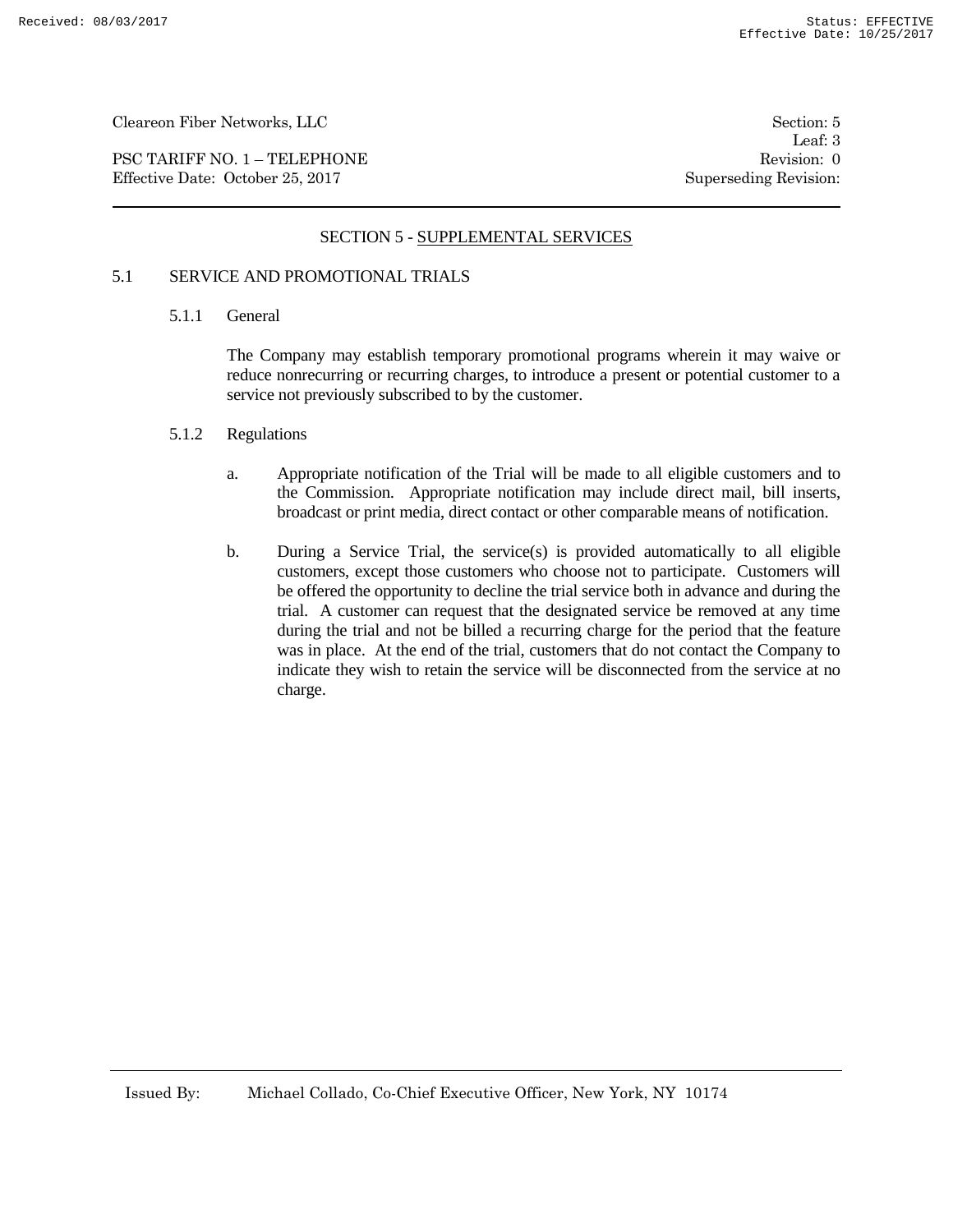## SECTION 5 - SUPPLEMENTAL SERVICES

### 5.1 SERVICE AND PROMOTIONAL TRIALS

#### 5.1.1 General

The Company may establish temporary promotional programs wherein it may waive or reduce nonrecurring or recurring charges, to introduce a present or potential customer to a service not previously subscribed to by the customer.

#### 5.1.2 Regulations

a. Appropriate notification of the Trial will be made to all eligible customers and to the Commission. Appropriate notification may include direct mail, bill inserts, broadcast or print media, direct contact or other comparable means of notification.

b. During a Service Trial, the service(s) is provided automatically to all eligible customers, except those customers who choose not to participate. Customers will be offered the opportunity to decline the trial service both in advance and during the trial. A customer can request that the designated service be removed at any time during the trial and not be billed a recurring charge for the period that the feature was in place. At the end of the trial, customers that do not contact the Company to indicate they wish to retain the service will be disconnected from the service at no charge.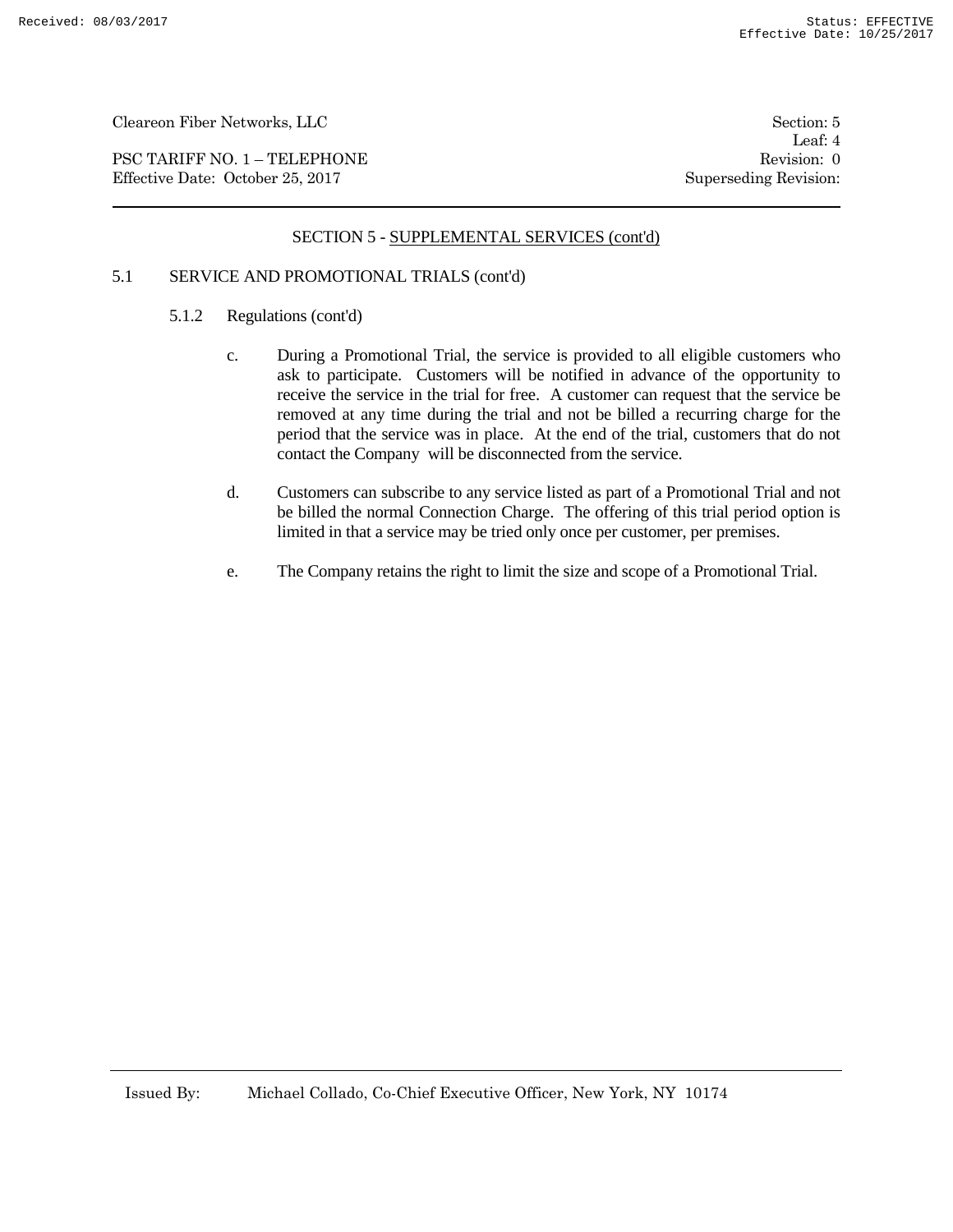## SECTION 5 - SUPPLEMENTAL SERVICES (cont'd)

### 5.1 SERVICE AND PROMOTIONAL TRIALS (cont'd)

#### 5.1.2 Regulations (cont'd)

c. During a Promotional Trial, the service is provided to all eligible customers who ask to participate. Customers will be notified in advance of the opportunity to receive the service in the trial for free. A customer can request that the service be removed at any time during the trial and not be billed a recurring charge for the period that the service was in place. At the end of the trial, customers that do not contact the Company will be disconnected from the service.

d. Customers can subscribe to any service listed as part of a Promotional Trial and not be billed the normal Connection Charge. The offering of this trial period option is limited in that a service may be tried only once per customer, per premises.

e. The Company retains the right to limit the size and scope of a Promotional Trial.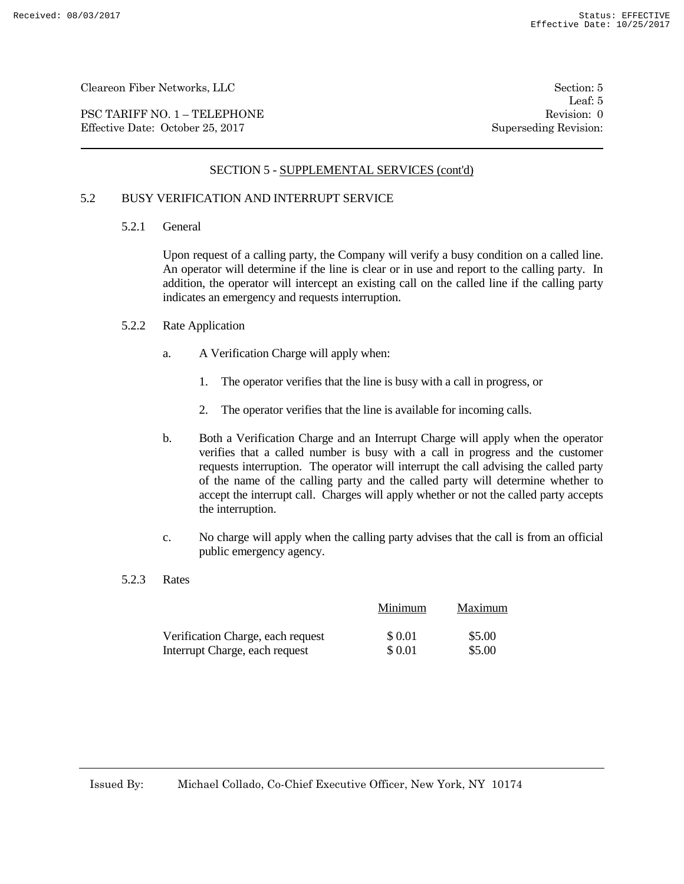## SECTION 5 - SUPPLEMENTAL SERVICES (cont'd)

### 5.2 BUSY VERIFICATION AND INTERRUPT SERVICE

#### 5.2.1 General

Upon request of a calling party, the Company will verify a busy condition on a called line. An operator will determine if the line is clear or in use and report to the calling party. In addition, the operator will intercept an existing call on the called line if the calling party indicates an emergency and requests interruption.

#### 5.2.2 Rate Application

a. A Verification Charge will apply when:

   1. The operator verifies that the line is busy with a call in progress, or

   2. The operator verifies that the line is available for incoming calls.

b. Both a Verification Charge and an Interrupt Charge will apply when the operator verifies that a called number is busy with a call in progress and the customer requests interruption. The operator will interrupt the call advising the called party of the name of the calling party and the called party will determine whether to accept the interrupt call. Charges will apply whether or not the called party accepts the interruption.

c. No charge will apply when the calling party advises that the call is from an official public emergency agency.

#### 5.2.3 Rates

| | Minimum | Maximum |
|---|---|---|
| Verification Charge, each request | $ 0.01 | $5.00 |
| Interrupt Charge, each request | $ 0.01 | $5.00 |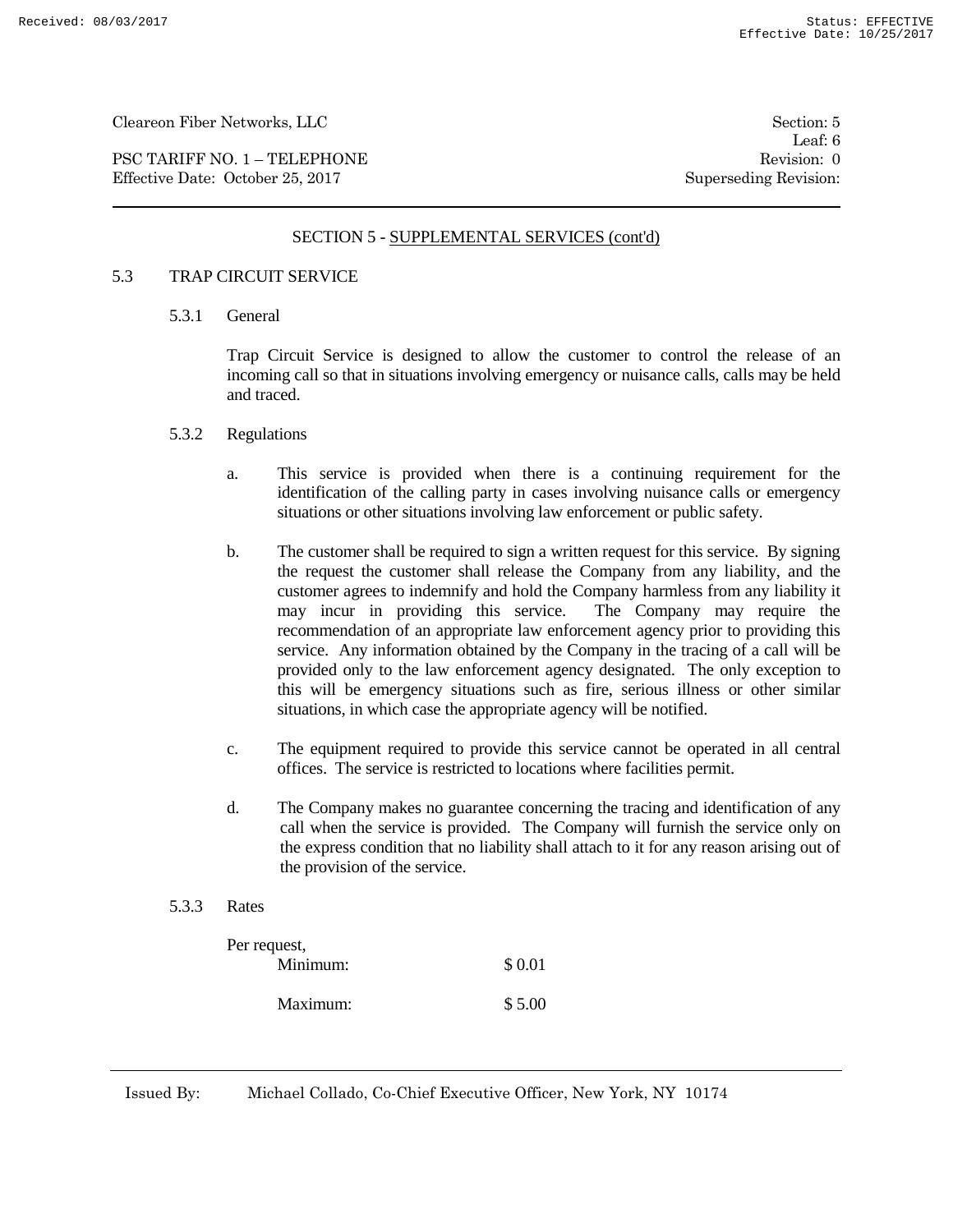Cleareon Fiber Networks, LLC

PSC TARIFF NO. 1 – TELEPHONE
Effective Date: October 25, 2017

Section: 5
Leaf: 6
Revision: 0
Superseding Revision:

## SECTION 5 - SUPPLEMENTAL SERVICES (cont'd)

### 5.3 TRAP CIRCUIT SERVICE

#### 5.3.1 General

Trap Circuit Service is designed to allow the customer to control the release of an incoming call so that in situations involving emergency or nuisance calls, calls may be held and traced.

#### 5.3.2 Regulations

a. This service is provided when there is a continuing requirement for the identification of the calling party in cases involving nuisance calls or emergency situations or other situations involving law enforcement or public safety.

b. The customer shall be required to sign a written request for this service. By signing the request the customer shall release the Company from any liability, and the customer agrees to indemnify and hold the Company harmless from any liability it may incur in providing this service. The Company may require the recommendation of an appropriate law enforcement agency prior to providing this service. Any information obtained by the Company in the tracing of a call will be provided only to the law enforcement agency designated. The only exception to this will be emergency situations such as fire, serious illness or other similar situations, in which case the appropriate agency will be notified.

c. The equipment required to provide this service cannot be operated in all central offices. The service is restricted to locations where facilities permit.

d. The Company makes no guarantee concerning the tracing and identification of any call when the service is provided. The Company will furnish the service only on the express condition that no liability shall attach to it for any reason arising out of the provision of the service.

#### 5.3.3 Rates

Per request,

| | |
|---|---|
| Minimum: | $ 0.01 |
| Maximum: | $ 5.00 |

Issued By: Michael Collado, Co-Chief Executive Officer, New York, NY 10174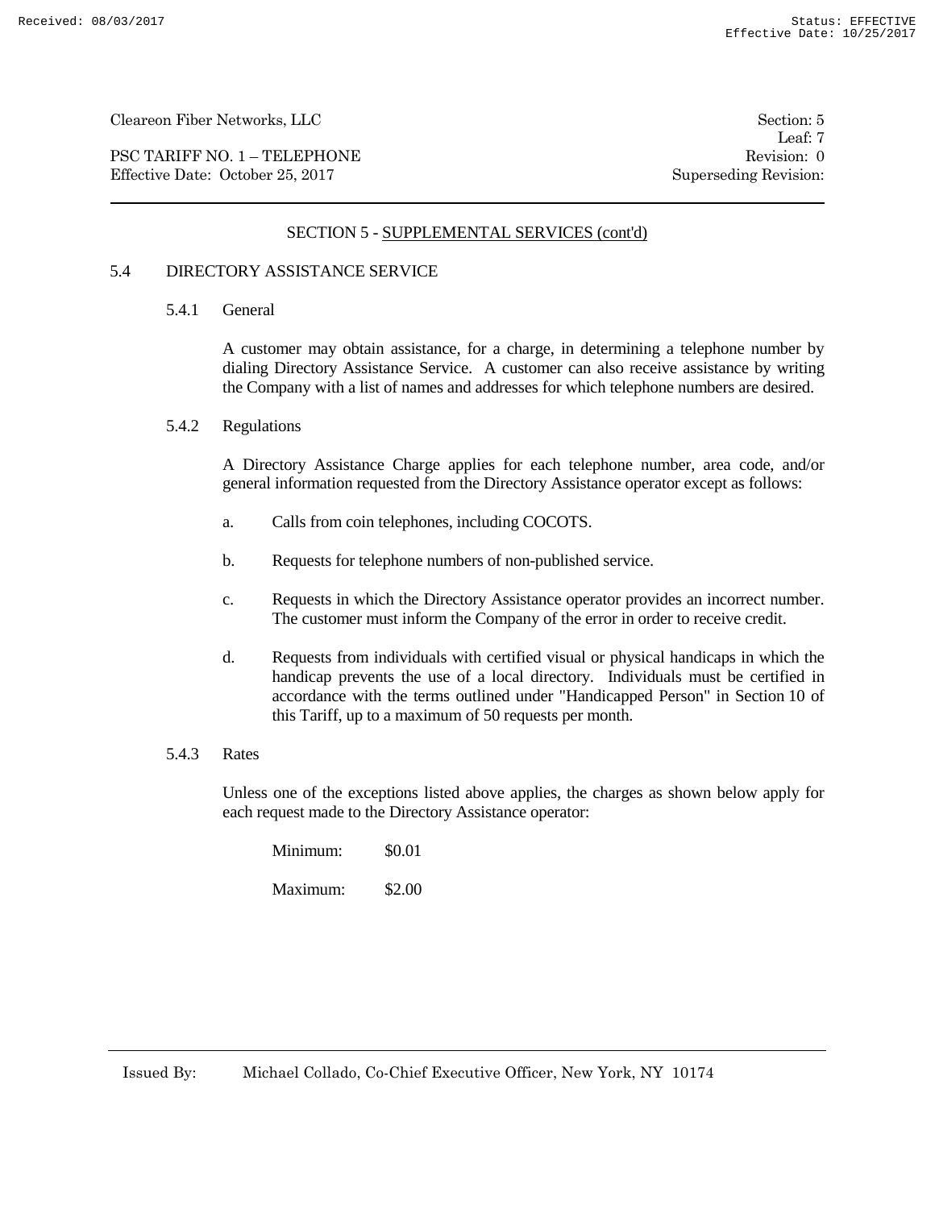## SECTION 5 - SUPPLEMENTAL SERVICES (cont'd)

### 5.4 DIRECTORY ASSISTANCE SERVICE

#### 5.4.1 General

A customer may obtain assistance, for a charge, in determining a telephone number by dialing Directory Assistance Service. A customer can also receive assistance by writing the Company with a list of names and addresses for which telephone numbers are desired.

#### 5.4.2 Regulations

A Directory Assistance Charge applies for each telephone number, area code, and/or general information requested from the Directory Assistance operator except as follows:

a. Calls from coin telephones, including COCOTS.

b. Requests for telephone numbers of non-published service.

c. Requests in which the Directory Assistance operator provides an incorrect number. The customer must inform the Company of the error in order to receive credit.

d. Requests from individuals with certified visual or physical handicaps in which the handicap prevents the use of a local directory. Individuals must be certified in accordance with the terms outlined under "Handicapped Person" in Section 10 of this Tariff, up to a maximum of 50 requests per month.

#### 5.4.3 Rates

Unless one of the exceptions listed above applies, the charges as shown below apply for each request made to the Directory Assistance operator:

Minimum: $0.01

Maximum: $2.00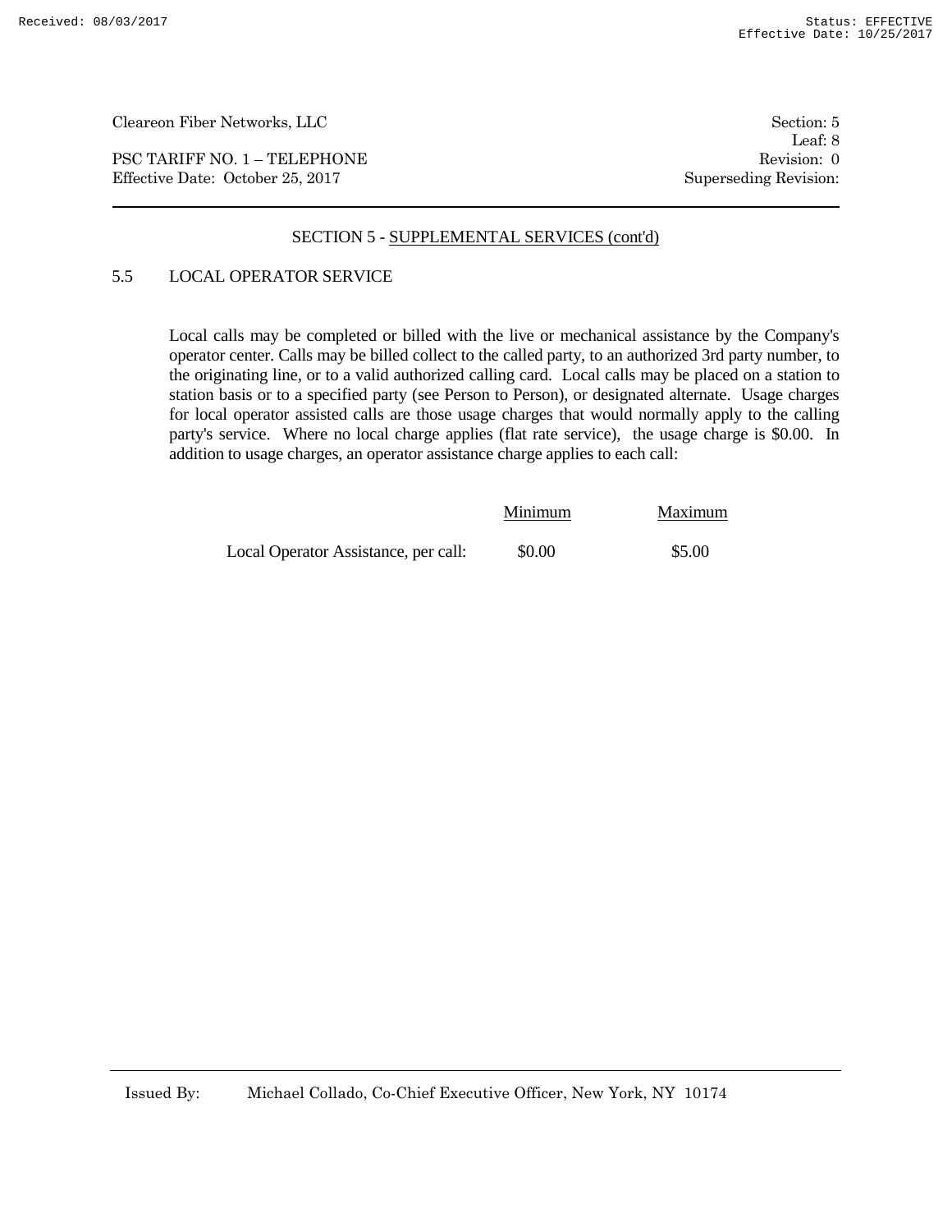## SECTION 5 - SUPPLEMENTAL SERVICES (cont'd)

### 5.5 LOCAL OPERATOR SERVICE

Local calls may be completed or billed with the live or mechanical assistance by the Company's operator center. Calls may be billed collect to the called party, to an authorized 3rd party number, to the originating line, or to a valid authorized calling card. Local calls may be placed on a station to station basis or to a specified party (see Person to Person), or designated alternate. Usage charges for local operator assisted calls are those usage charges that would normally apply to the calling party's service. Where no local charge applies (flat rate service), the usage charge is $0.00. In addition to usage charges, an operator assistance charge applies to each call:

| | Minimum | Maximum |
|---|---|---|
| Local Operator Assistance, per call: | $0.00 | $5.00 |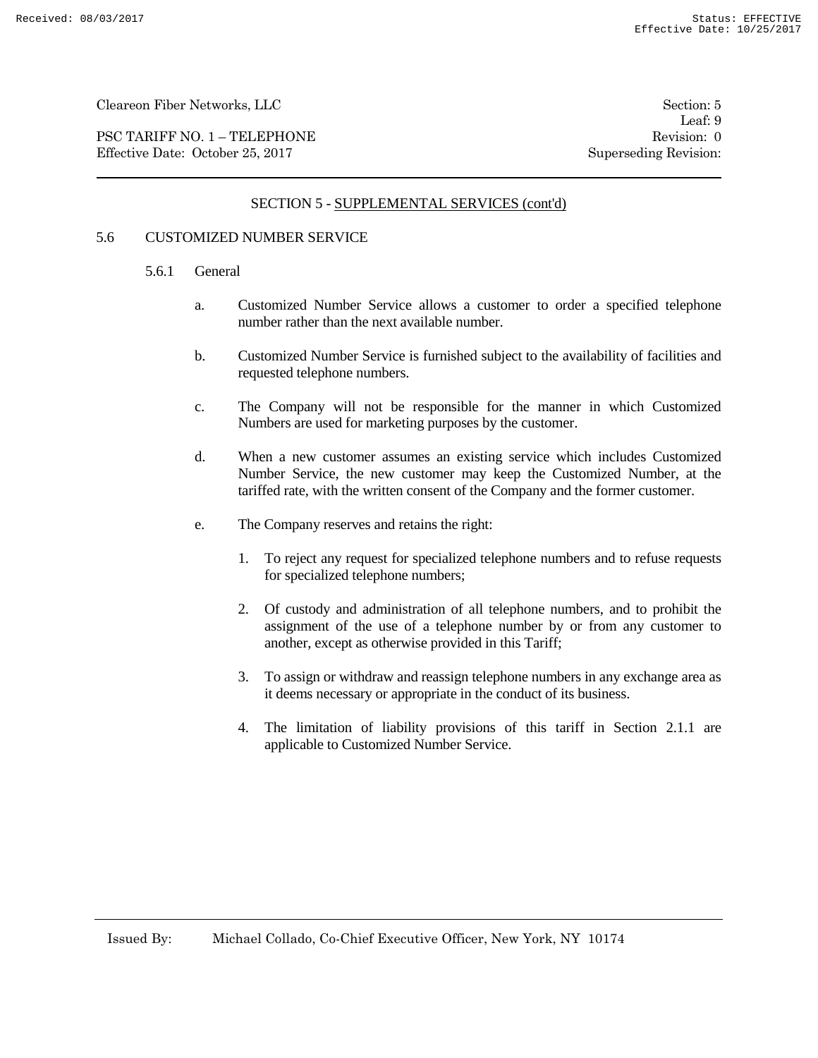## SECTION 5 - SUPPLEMENTAL SERVICES (cont'd)

### 5.6 CUSTOMIZED NUMBER SERVICE

#### 5.6.1 General

a. Customized Number Service allows a customer to order a specified telephone number rather than the next available number.

b. Customized Number Service is furnished subject to the availability of facilities and requested telephone numbers.

c. The Company will not be responsible for the manner in which Customized Numbers are used for marketing purposes by the customer.

d. When a new customer assumes an existing service which includes Customized Number Service, the new customer may keep the Customized Number, at the tariffed rate, with the written consent of the Company and the former customer.

e. The Company reserves and retains the right:

1. To reject any request for specialized telephone numbers and to refuse requests for specialized telephone numbers;

2. Of custody and administration of all telephone numbers, and to prohibit the assignment of the use of a telephone number by or from any customer to another, except as otherwise provided in this Tariff;

3. To assign or withdraw and reassign telephone numbers in any exchange area as it deems necessary or appropriate in the conduct of its business.

4. The limitation of liability provisions of this tariff in Section 2.1.1 are applicable to Customized Number Service.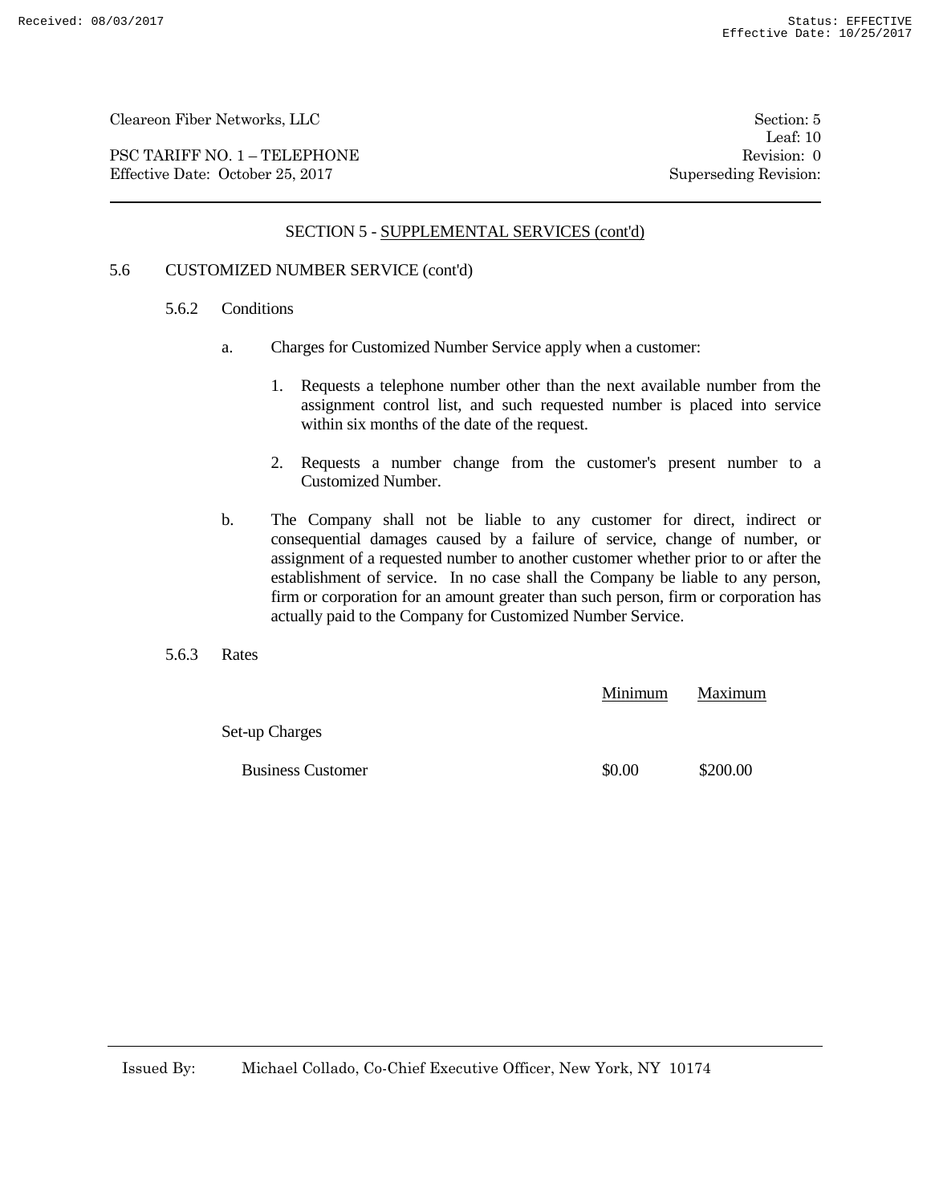## SECTION 5 - SUPPLEMENTAL SERVICES (cont'd)

### 5.6 CUSTOMIZED NUMBER SERVICE (cont'd)

#### 5.6.2 Conditions

a. Charges for Customized Number Service apply when a customer:

1. Requests a telephone number other than the next available number from the assignment control list, and such requested number is placed into service within six months of the date of the request.

2. Requests a number change from the customer's present number to a Customized Number.

b. The Company shall not be liable to any customer for direct, indirect or consequential damages caused by a failure of service, change of number, or assignment of a requested number to another customer whether prior to or after the establishment of service. In no case shall the Company be liable to any person, firm or corporation for an amount greater than such person, firm or corporation has actually paid to the Company for Customized Number Service.

#### 5.6.3 Rates

| | Minimum | Maximum |
|---|---|---|
| Set-up Charges | | |
| Business Customer | $0.00 | $200.00 |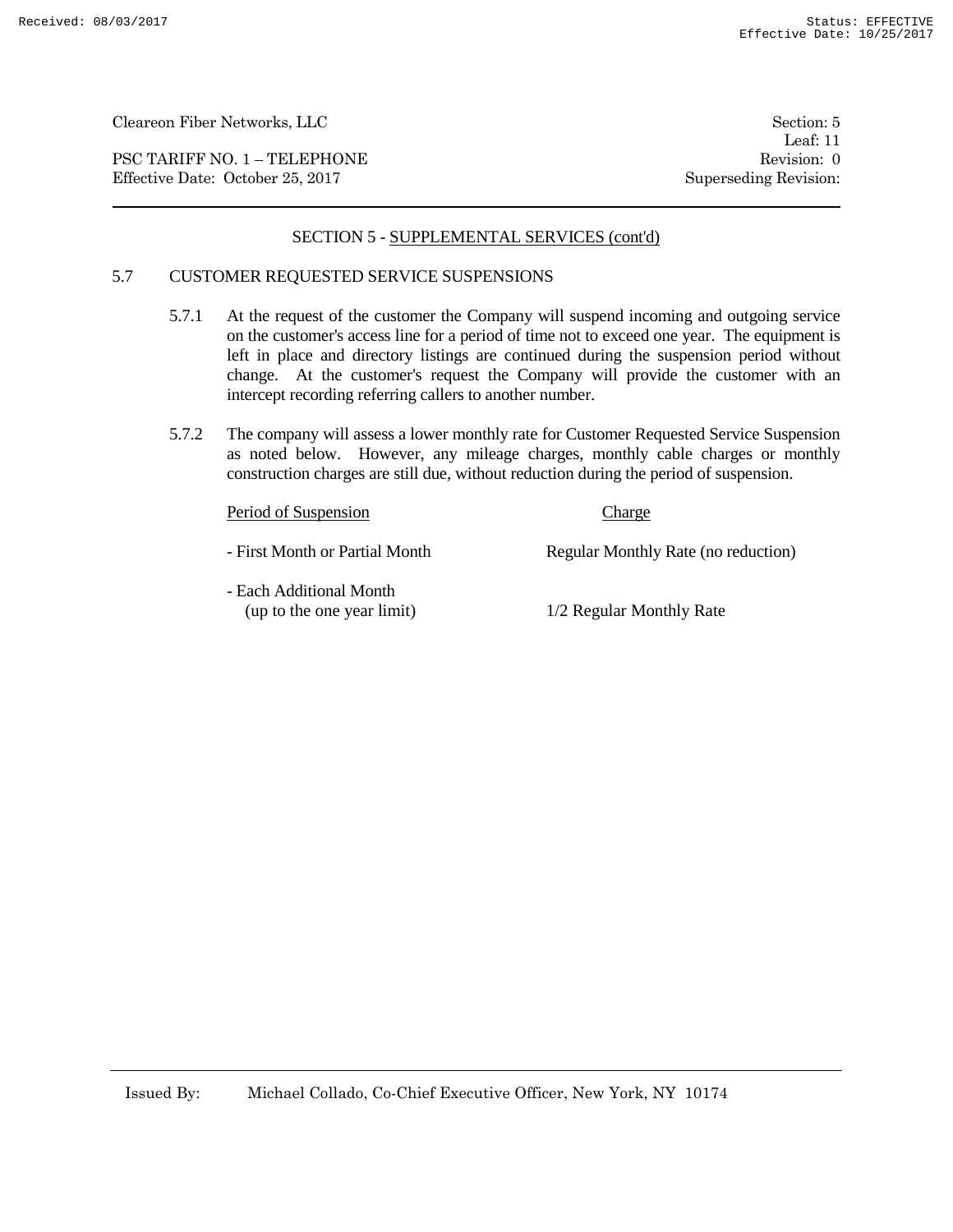## SECTION 5 - SUPPLEMENTAL SERVICES (cont'd)

### 5.7 CUSTOMER REQUESTED SERVICE SUSPENSIONS

5.7.1 At the request of the customer the Company will suspend incoming and outgoing service on the customer's access line for a period of time not to exceed one year. The equipment is left in place and directory listings are continued during the suspension period without change. At the customer's request the Company will provide the customer with an intercept recording referring callers to another number.

5.7.2 The company will assess a lower monthly rate for Customer Requested Service Suspension as noted below. However, any mileage charges, monthly cable charges or monthly construction charges are still due, without reduction during the period of suspension.

| Period of Suspension | Charge |
|---|---|
| - First Month or Partial Month | Regular Monthly Rate (no reduction) |
| - Each Additional Month (up to the one year limit) | 1/2 Regular Monthly Rate |